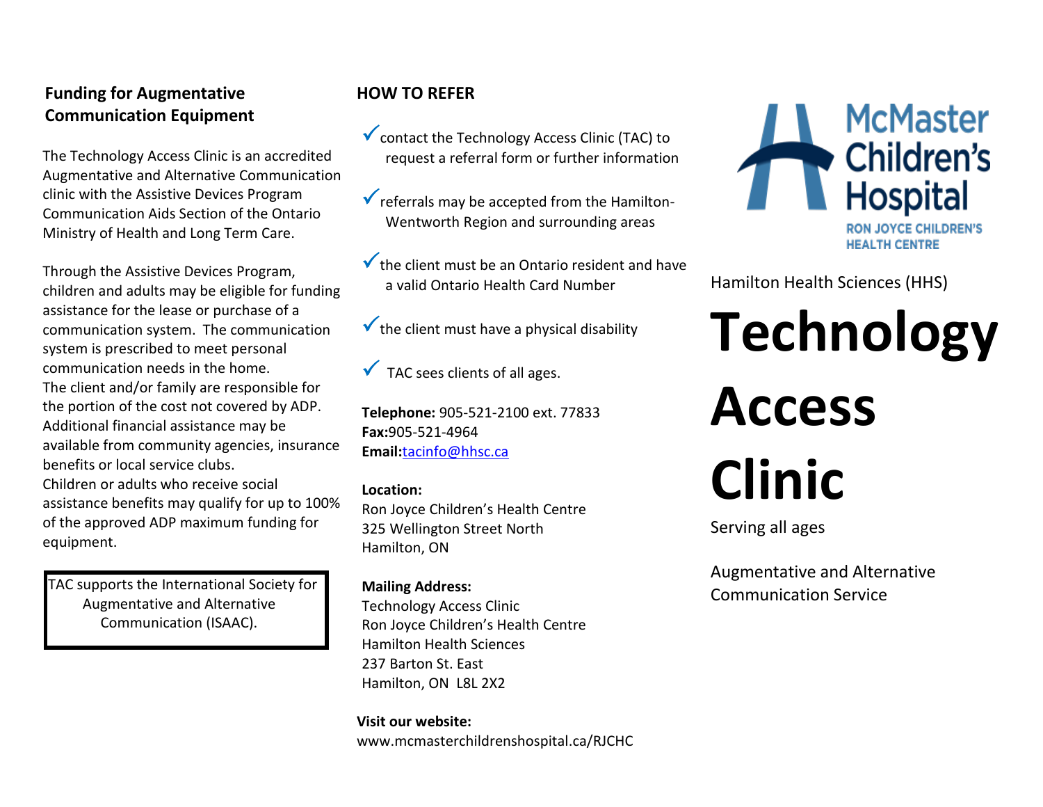## Funding for Augmentative Communication Equipment

The Technology Access Clinic is an accredited Augmentative and Alternative Communication clinic with the Assistive Devices Program Communication Aids Section of the Ontario Ministry of Health and Long Term Care.

Through the Assistive Devices Program, children and adults may be eligible for funding assistance for the lease or purchase of a communication system. The communication system is prescribed to meet personal communication needs in the home.
The client and/or family are responsible for the portion of the cost not covered by ADP. Additional financial assistance may be available from community agencies, insurance benefits or local service clubs.
Children or adults who receive social assistance benefits may qualify for up to 100% of the approved ADP maximum funding for equipment.

> TAC supports the International Society for Augmentative and Alternative Communication (ISAAC).

## HOW TO REFER

- ✓ contact the Technology Access Clinic (TAC) to request a referral form or further information
- ✓ referrals may be accepted from the Hamilton-Wentworth Region and surrounding areas
- ✓ the client must be an Ontario resident and have a valid Ontario Health Card Number
- ✓ the client must have a physical disability
- ✓ TAC sees clients of all ages.

**Telephone:** 905-521-2100 ext. 77833
**Fax:**905-521-4964
**Email:**tacinfo@hhsc.ca

**Location:**
Ron Joyce Children's Health Centre
325 Wellington Street North
Hamilton, ON

**Mailing Address:**
Technology Access Clinic
Ron Joyce Children's Health Centre
Hamilton Health Sciences
237 Barton St. East
Hamilton, ON L8L 2X2

**Visit our website:**
www.mcmasterchildrenshospital.ca/RJCHC

McMaster Children's Hospital
RON JOYCE CHILDREN'S HEALTH CENTRE

Hamilton Health Sciences (HHS)

# Technology Access Clinic

Serving all ages

Augmentative and Alternative Communication Service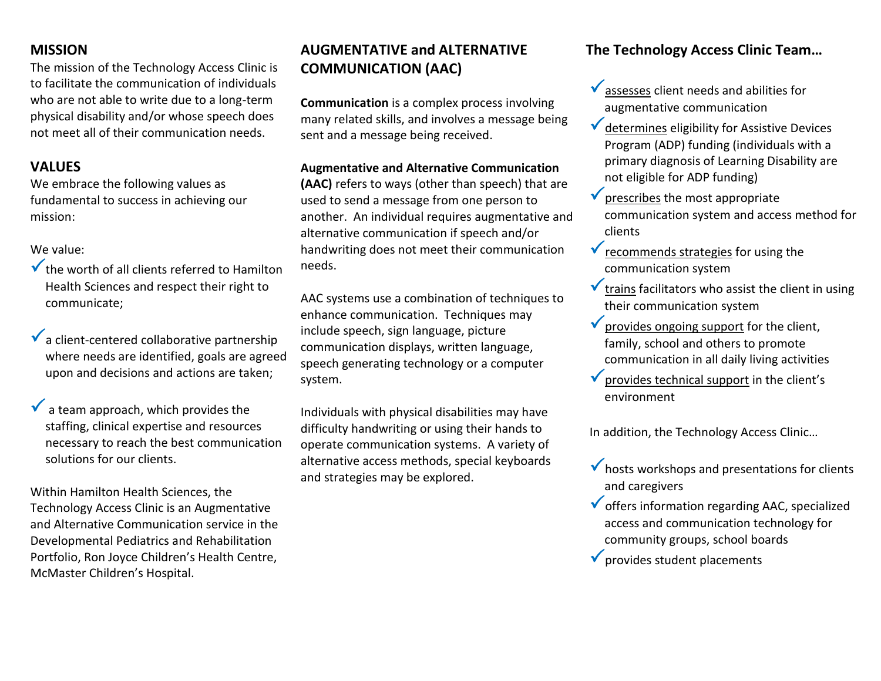## MISSION

The mission of the Technology Access Clinic is to facilitate the communication of individuals who are not able to write due to a long-term physical disability and/or whose speech does not meet all of their communication needs.

## VALUES

We embrace the following values as fundamental to success in achieving our mission:

We value:

- ✓ the worth of all clients referred to Hamilton Health Sciences and respect their right to communicate;
- ✓ a client-centered collaborative partnership where needs are identified, goals are agreed upon and decisions and actions are taken;
- ✓ a team approach, which provides the staffing, clinical expertise and resources necessary to reach the best communication solutions for our clients.

Within Hamilton Health Sciences, the Technology Access Clinic is an Augmentative and Alternative Communication service in the Developmental Pediatrics and Rehabilitation Portfolio, Ron Joyce Children's Health Centre, McMaster Children's Hospital.

## AUGMENTATIVE and ALTERNATIVE COMMUNICATION (AAC)

**Communication** is a complex process involving many related skills, and involves a message being sent and a message being received.

**Augmentative and Alternative Communication (AAC)** refers to ways (other than speech) that are used to send a message from one person to another. An individual requires augmentative and alternative communication if speech and/or handwriting does not meet their communication needs.

AAC systems use a combination of techniques to enhance communication. Techniques may include speech, sign language, picture communication displays, written language, speech generating technology or a computer system.

Individuals with physical disabilities may have difficulty handwriting or using their hands to operate communication systems. A variety of alternative access methods, special keyboards and strategies may be explored.

## The Technology Access Clinic Team…

- ✓ <u>assesses</u> client needs and abilities for augmentative communication
- ✓ <u>determines</u> eligibility for Assistive Devices Program (ADP) funding (individuals with a primary diagnosis of Learning Disability are not eligible for ADP funding)
- ✓ <u>prescribes</u> the most appropriate communication system and access method for clients
- ✓ <u>recommends strategies</u> for using the communication system
- ✓ <u>trains</u> facilitators who assist the client in using their communication system
- ✓ <u>provides ongoing support</u> for the client, family, school and others to promote communication in all daily living activities
- ✓ <u>provides technical support</u> in the client's environment

In addition, the Technology Access Clinic…

- ✓ hosts workshops and presentations for clients and caregivers
- ✓ offers information regarding AAC, specialized access and communication technology for community groups, school boards
- ✓ provides student placements